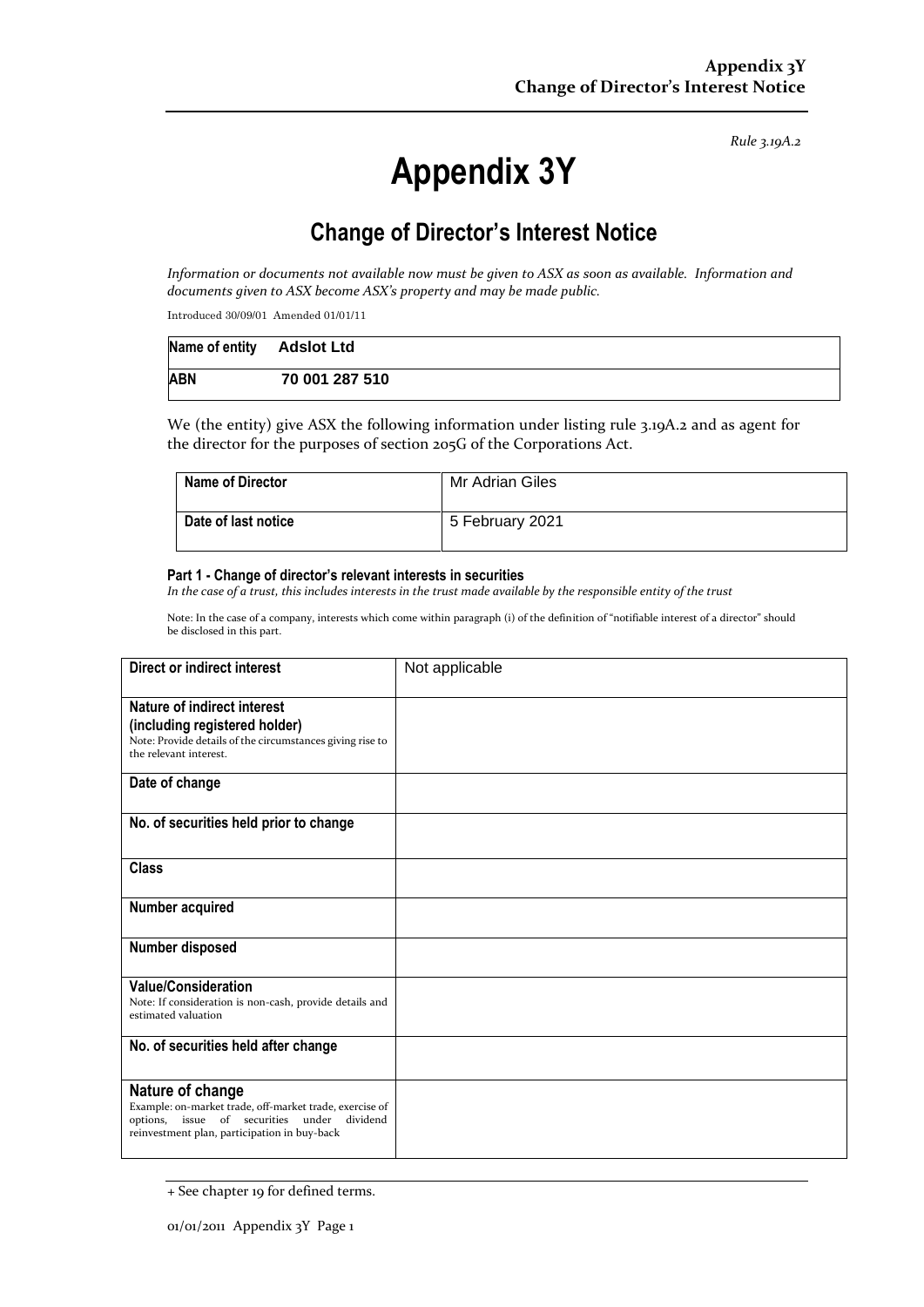*Rule 3.19A.2*

# Appendix 3Y

## Change of Director's Interest Notice

*Information or documents not available now must be given to ASX as soon as available. Information and documents given to ASX become ASX's property and may be made public.*

Introduced 30/09/01 Amended 01/01/11

| Name of entity | Adslot Ltd |
|---|---|
| ABN | 70 001 287 510 |

We (the entity) give ASX the following information under listing rule 3.19A.2 and as agent for the director for the purposes of section 205G of the Corporations Act.

| Name of Director | Mr Adrian Giles |
|---|---|
| Date of last notice | 5 February 2021 |

#### Part 1 - Change of director's relevant interests in securities

*In the case of a trust, this includes interests in the trust made available by the responsible entity of the trust*

Note: In the case of a company, interests which come within paragraph (i) of the definition of "notifiable interest of a director" should be disclosed in this part.

| Direct or indirect interest | Not applicable |
|---|---|
| **Nature of indirect interest (including registered holder)**<br>Note: Provide details of the circumstances giving rise to the relevant interest. | |
| **Date of change** | |
| **No. of securities held prior to change** | |
| **Class** | |
| **Number acquired** | |
| **Number disposed** | |
| **Value/Consideration**<br>Note: If consideration is non-cash, provide details and estimated valuation | |
| **No. of securities held after change** | |
| **Nature of change**<br>Example: on-market trade, off-market trade, exercise of options, issue of securities under dividend reinvestment plan, participation in buy-back | |

+ See chapter 19 for defined terms.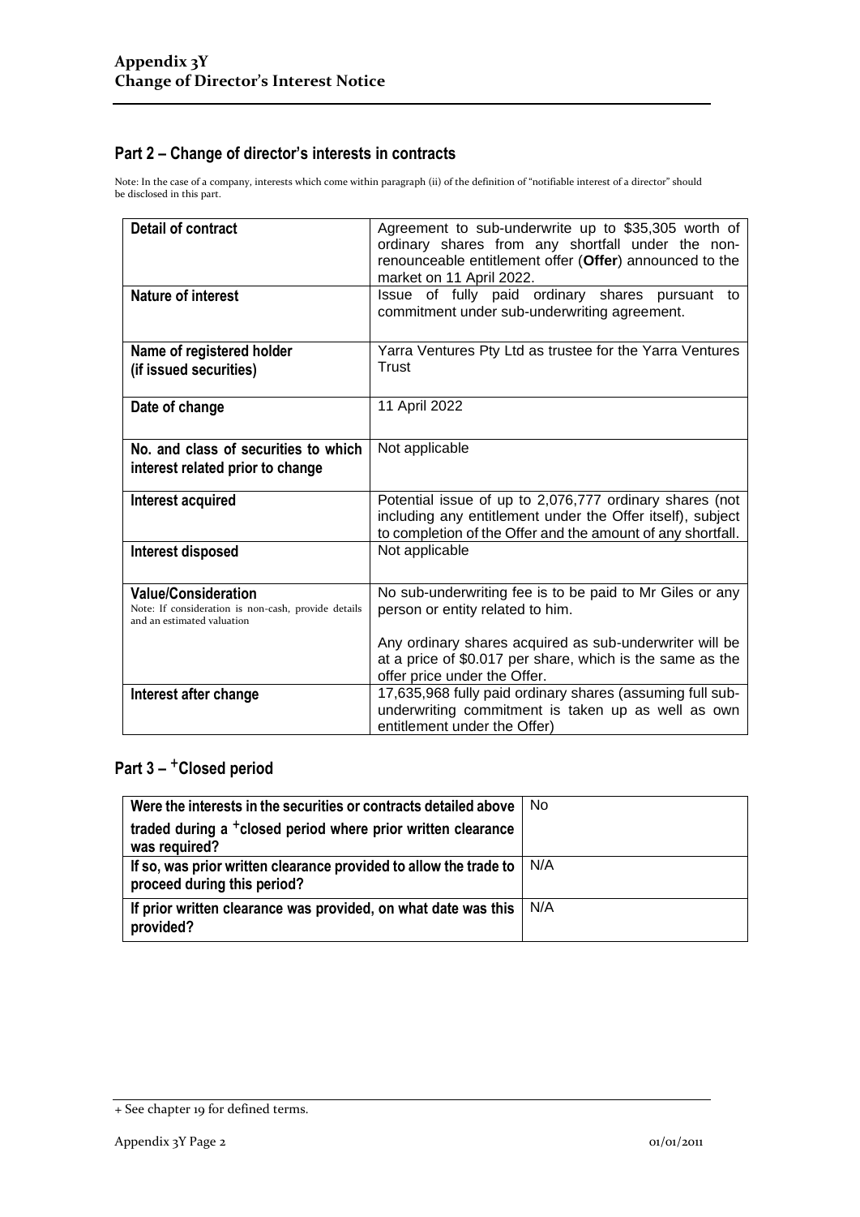## Part 2 – Change of director's interests in contracts

Note: In the case of a company, interests which come within paragraph (ii) of the definition of "notifiable interest of a director" should be disclosed in this part.

| | |
|---|---|
| **Detail of contract** | Agreement to sub-underwrite up to $35,305 worth of ordinary shares from any shortfall under the non-renounceable entitlement offer (**Offer**) announced to the market on 11 April 2022. |
| **Nature of interest** | Issue of fully paid ordinary shares pursuant to commitment under sub-underwriting agreement. |
| **Name of registered holder (if issued securities)** | Yarra Ventures Pty Ltd as trustee for the Yarra Ventures Trust |
| **Date of change** | 11 April 2022 |
| **No. and class of securities to which interest related prior to change** | Not applicable |
| **Interest acquired** | Potential issue of up to 2,076,777 ordinary shares (not including any entitlement under the Offer itself), subject to completion of the Offer and the amount of any shortfall. |
| **Interest disposed** | Not applicable |
| **Value/Consideration** Note: If consideration is non-cash, provide details and an estimated valuation | No sub-underwriting fee is to be paid to Mr Giles or any person or entity related to him. Any ordinary shares acquired as sub-underwriter will be at a price of $0.017 per share, which is the same as the offer price under the Offer. |
| **Interest after change** | 17,635,968 fully paid ordinary shares (assuming full sub-underwriting commitment is taken up as well as own entitlement under the Offer) |

## Part 3 – +Closed period

| | |
|---|---|
| **Were the interests in the securities or contracts detailed above traded during a +closed period where prior written clearance was required?** | No |
| **If so, was prior written clearance provided to allow the trade to proceed during this period?** | N/A |
| **If prior written clearance was provided, on what date was this provided?** | N/A |

+ See chapter 19 for defined terms.